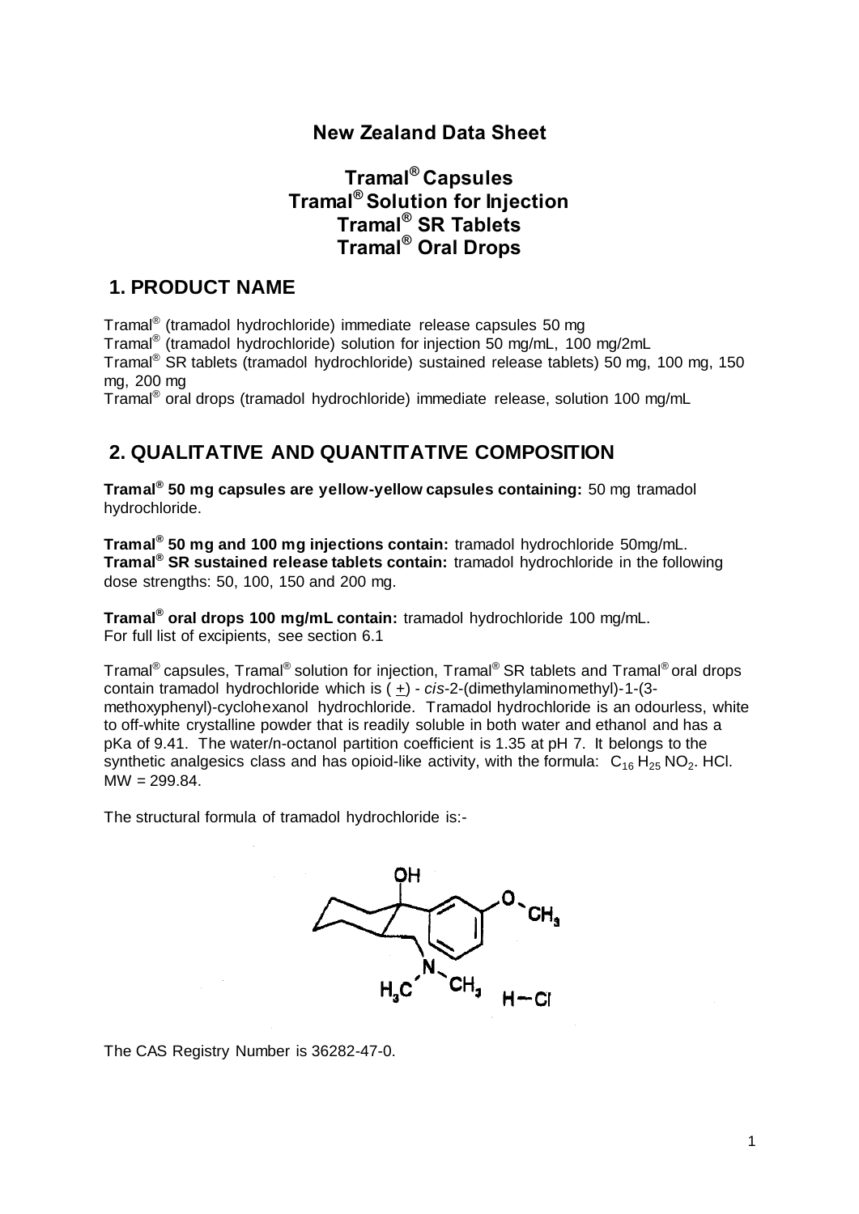# New Zealand Data Sheet

## Tramal® Capsules
## Tramal® Solution for Injection
## Tramal® SR Tablets
## Tramal® Oral Drops

## 1. PRODUCT NAME

Tramal® (tramadol hydrochloride) immediate release capsules 50 mg
Tramal® (tramadol hydrochloride) solution for injection 50 mg/mL, 100 mg/2mL
Tramal® SR tablets (tramadol hydrochloride) sustained release tablets) 50 mg, 100 mg, 150 mg, 200 mg
Tramal® oral drops (tramadol hydrochloride) immediate release, solution 100 mg/mL

## 2. QUALITATIVE AND QUANTITATIVE COMPOSITION

**Tramal® 50 mg capsules are yellow-yellow capsules containing:** 50 mg tramadol hydrochloride.

**Tramal® 50 mg and 100 mg injections contain:** tramadol hydrochloride 50mg/mL.
**Tramal® SR sustained release tablets contain:** tramadol hydrochloride in the following dose strengths: 50, 100, 150 and 200 mg.

**Tramal® oral drops 100 mg/mL contain:** tramadol hydrochloride 100 mg/mL.
For full list of excipients, see section 6.1

Tramal® capsules, Tramal® solution for injection, Tramal® SR tablets and Tramal® oral drops contain tramadol hydrochloride which is (±) - *cis*-2-(dimethylaminomethyl)-1-(3-methoxyphenyl)-cyclohexanol hydrochloride. Tramadol hydrochloride is an odourless, white to off-white crystalline powder that is readily soluble in both water and ethanol and has a pKa of 9.41. The water/n-octanol partition coefficient is 1.35 at pH 7. It belongs to the synthetic analgesics class and has opioid-like activity, with the formula: $C_{16} H_{25} NO_2$. HCl. MW = 299.84.

The structural formula of tramadol hydrochloride is:-

The CAS Registry Number is 36282-47-0.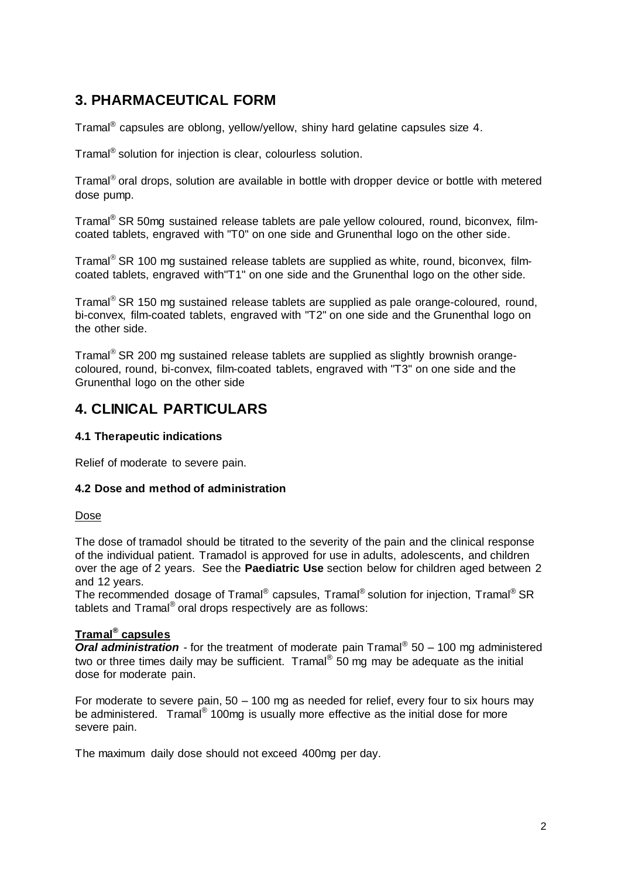## 3. PHARMACEUTICAL FORM

Tramal® capsules are oblong, yellow/yellow, shiny hard gelatine capsules size 4.

Tramal® solution for injection is clear, colourless solution.

Tramal® oral drops, solution are available in bottle with dropper device or bottle with metered dose pump.

Tramal® SR 50mg sustained release tablets are pale yellow coloured, round, biconvex, film-coated tablets, engraved with "T0" on one side and Grunenthal logo on the other side.

Tramal® SR 100 mg sustained release tablets are supplied as white, round, biconvex, film-coated tablets, engraved with"T1" on one side and the Grunenthal logo on the other side.

Tramal® SR 150 mg sustained release tablets are supplied as pale orange-coloured, round, bi-convex, film-coated tablets, engraved with "T2" on one side and the Grunenthal logo on the other side.

Tramal® SR 200 mg sustained release tablets are supplied as slightly brownish orange-coloured, round, bi-convex, film-coated tablets, engraved with "T3" on one side and the Grunenthal logo on the other side

## 4. CLINICAL PARTICULARS

### 4.1 Therapeutic indications

Relief of moderate to severe pain.

### 4.2 Dose and method of administration

Dose

The dose of tramadol should be titrated to the severity of the pain and the clinical response of the individual patient. Tramadol is approved for use in adults, adolescents, and children over the age of 2 years. See the **Paediatric Use** section below for children aged between 2 and 12 years.
The recommended dosage of Tramal® capsules, Tramal® solution for injection, Tramal® SR tablets and Tramal® oral drops respectively are as follows:

**Tramal® capsules**
***Oral administration*** - for the treatment of moderate pain Tramal® 50 – 100 mg administered two or three times daily may be sufficient. Tramal® 50 mg may be adequate as the initial dose for moderate pain.

For moderate to severe pain, 50 – 100 mg as needed for relief, every four to six hours may be administered. Tramal® 100mg is usually more effective as the initial dose for more severe pain.

The maximum daily dose should not exceed 400mg per day.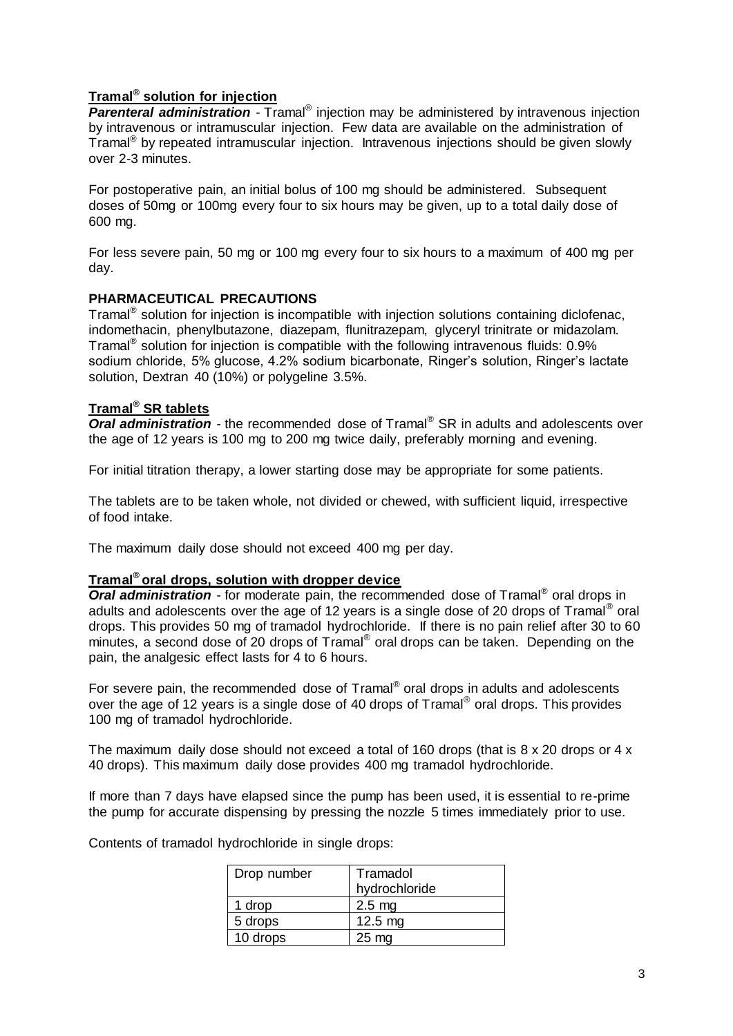### Tramal® solution for injection

***Parenteral administration*** - Tramal® injection may be administered by intravenous injection by intravenous or intramuscular injection. Few data are available on the administration of Tramal® by repeated intramuscular injection. Intravenous injections should be given slowly over 2-3 minutes.

For postoperative pain, an initial bolus of 100 mg should be administered. Subsequent doses of 50mg or 100mg every four to six hours may be given, up to a total daily dose of 600 mg.

For less severe pain, 50 mg or 100 mg every four to six hours to a maximum of 400 mg per day.

**PHARMACEUTICAL PRECAUTIONS**

Tramal® solution for injection is incompatible with injection solutions containing diclofenac, indomethacin, phenylbutazone, diazepam, flunitrazepam, glyceryl trinitrate or midazolam. Tramal® solution for injection is compatible with the following intravenous fluids: 0.9% sodium chloride, 5% glucose, 4.2% sodium bicarbonate, Ringer's solution, Ringer's lactate solution, Dextran 40 (10%) or polygeline 3.5%.

### Tramal® SR tablets

***Oral administration*** - the recommended dose of Tramal® SR in adults and adolescents over the age of 12 years is 100 mg to 200 mg twice daily, preferably morning and evening.

For initial titration therapy, a lower starting dose may be appropriate for some patients.

The tablets are to be taken whole, not divided or chewed, with sufficient liquid, irrespective of food intake.

The maximum daily dose should not exceed 400 mg per day.

### Tramal® oral drops, solution with dropper device

***Oral administration*** - for moderate pain, the recommended dose of Tramal® oral drops in adults and adolescents over the age of 12 years is a single dose of 20 drops of Tramal® oral drops. This provides 50 mg of tramadol hydrochloride. If there is no pain relief after 30 to 60 minutes, a second dose of 20 drops of Tramal® oral drops can be taken. Depending on the pain, the analgesic effect lasts for 4 to 6 hours.

For severe pain, the recommended dose of Tramal® oral drops in adults and adolescents over the age of 12 years is a single dose of 40 drops of Tramal® oral drops. This provides 100 mg of tramadol hydrochloride.

The maximum daily dose should not exceed a total of 160 drops (that is 8 x 20 drops or 4 x 40 drops). This maximum daily dose provides 400 mg tramadol hydrochloride.

If more than 7 days have elapsed since the pump has been used, it is essential to re-prime the pump for accurate dispensing by pressing the nozzle 5 times immediately prior to use.

Contents of tramadol hydrochloride in single drops:

| Drop number | Tramadol hydrochloride |
|---|---|
| 1 drop | 2.5 mg |
| 5 drops | 12.5 mg |
| 10 drops | 25 mg |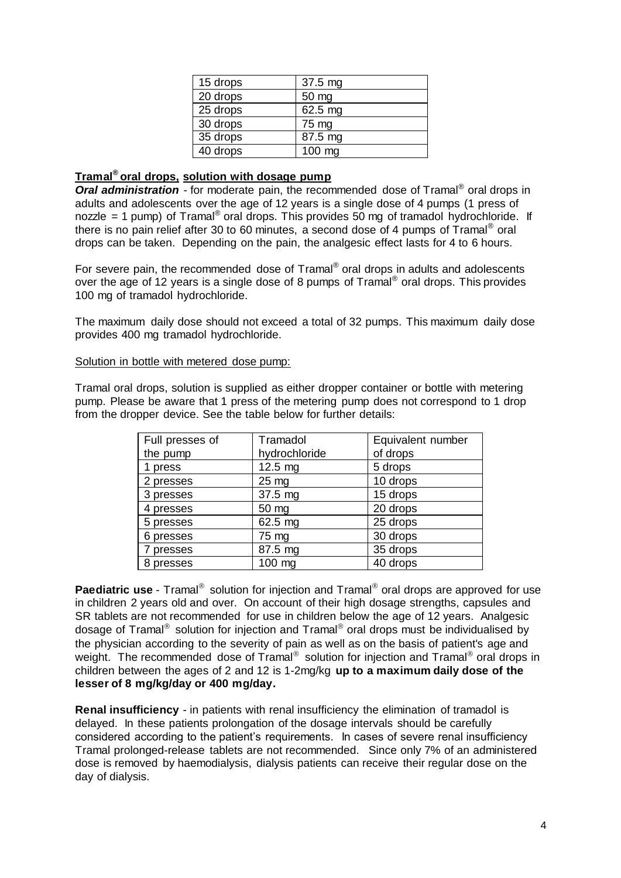| 15 drops | 37.5 mg |
|---|---|
| 20 drops | 50 mg |
| 25 drops | 62.5 mg |
| 30 drops | 75 mg |
| 35 drops | 87.5 mg |
| 40 drops | 100 mg |

**Tramal® oral drops, solution with dosage pump**

***Oral administration*** - for moderate pain, the recommended dose of Tramal® oral drops in adults and adolescents over the age of 12 years is a single dose of 4 pumps (1 press of nozzle = 1 pump) of Tramal® oral drops. This provides 50 mg of tramadol hydrochloride. If there is no pain relief after 30 to 60 minutes, a second dose of 4 pumps of Tramal® oral drops can be taken. Depending on the pain, the analgesic effect lasts for 4 to 6 hours.

For severe pain, the recommended dose of Tramal® oral drops in adults and adolescents over the age of 12 years is a single dose of 8 pumps of Tramal® oral drops. This provides 100 mg of tramadol hydrochloride.

The maximum daily dose should not exceed a total of 32 pumps. This maximum daily dose provides 400 mg tramadol hydrochloride.

Solution in bottle with metered dose pump:

Tramal oral drops, solution is supplied as either dropper container or bottle with metering pump. Please be aware that 1 press of the metering pump does not correspond to 1 drop from the dropper device. See the table below for further details:

| Full presses of the pump | Tramadol hydrochloride | Equivalent number of drops |
|---|---|---|
| 1 press | 12.5 mg | 5 drops |
| 2 presses | 25 mg | 10 drops |
| 3 presses | 37.5 mg | 15 drops |
| 4 presses | 50 mg | 20 drops |
| 5 presses | 62.5 mg | 25 drops |
| 6 presses | 75 mg | 30 drops |
| 7 presses | 87.5 mg | 35 drops |
| 8 presses | 100 mg | 40 drops |

**Paediatric use** - Tramal® solution for injection and Tramal® oral drops are approved for use in children 2 years old and over. On account of their high dosage strengths, capsules and SR tablets are not recommended for use in children below the age of 12 years. Analgesic dosage of Tramal® solution for injection and Tramal® oral drops must be individualised by the physician according to the severity of pain as well as on the basis of patient's age and weight. The recommended dose of Tramal® solution for injection and Tramal® oral drops in children between the ages of 2 and 12 is 1-2mg/kg **up to a maximum daily dose of the lesser of 8 mg/kg/day or 400 mg/day.**

**Renal insufficiency** - in patients with renal insufficiency the elimination of tramadol is delayed. In these patients prolongation of the dosage intervals should be carefully considered according to the patient's requirements. In cases of severe renal insufficiency Tramal prolonged-release tablets are not recommended. Since only 7% of an administered dose is removed by haemodialysis, dialysis patients can receive their regular dose on the day of dialysis.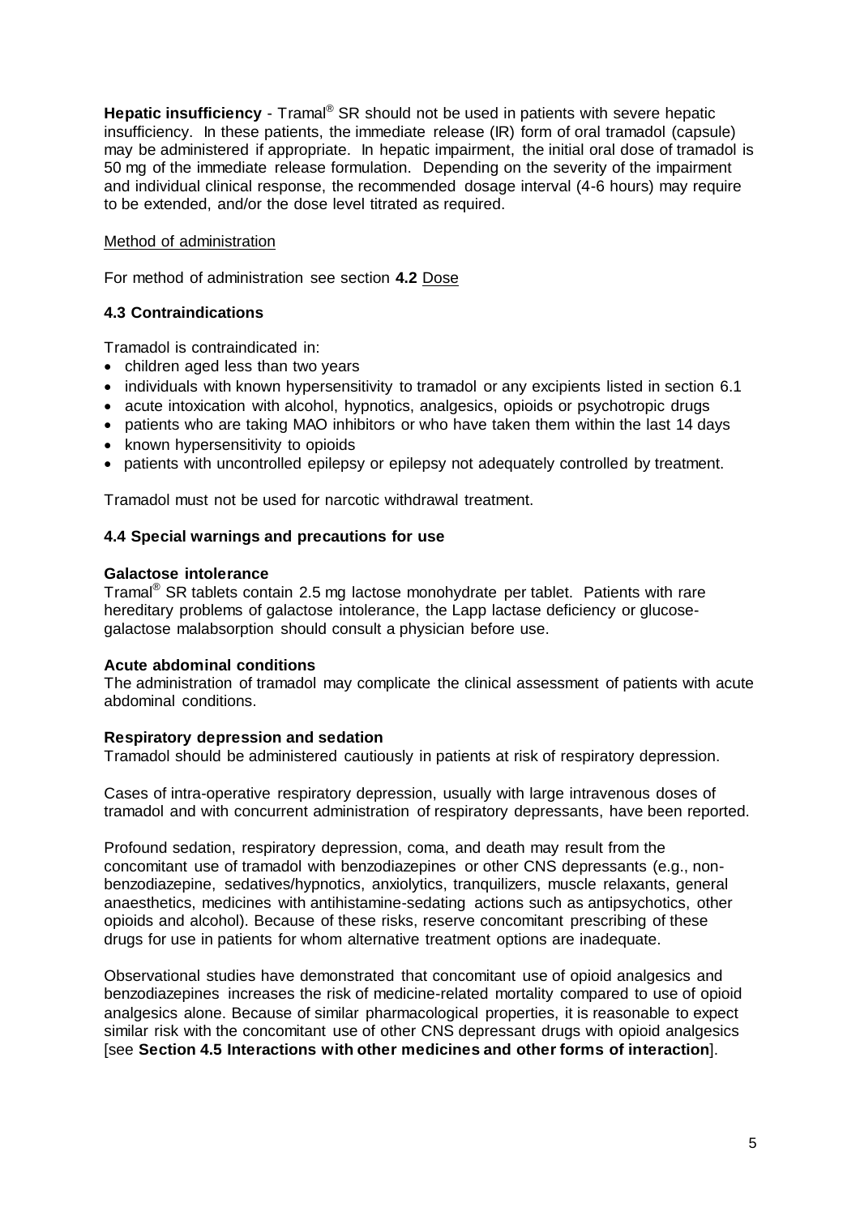**Hepatic insufficiency** - Tramal® SR should not be used in patients with severe hepatic insufficiency. In these patients, the immediate release (IR) form of oral tramadol (capsule) may be administered if appropriate. In hepatic impairment, the initial oral dose of tramadol is 50 mg of the immediate release formulation. Depending on the severity of the impairment and individual clinical response, the recommended dosage interval (4-6 hours) may require to be extended, and/or the dose level titrated as required.

Method of administration

For method of administration see section **4.2** Dose

### 4.3 Contraindications

Tramadol is contraindicated in:

- children aged less than two years
- individuals with known hypersensitivity to tramadol or any excipients listed in section 6.1
- acute intoxication with alcohol, hypnotics, analgesics, opioids or psychotropic drugs
- patients who are taking MAO inhibitors or who have taken them within the last 14 days
- known hypersensitivity to opioids
- patients with uncontrolled epilepsy or epilepsy not adequately controlled by treatment.

Tramadol must not be used for narcotic withdrawal treatment.

### 4.4 Special warnings and precautions for use

**Galactose intolerance**
Tramal® SR tablets contain 2.5 mg lactose monohydrate per tablet. Patients with rare hereditary problems of galactose intolerance, the Lapp lactase deficiency or glucose-galactose malabsorption should consult a physician before use.

**Acute abdominal conditions**
The administration of tramadol may complicate the clinical assessment of patients with acute abdominal conditions.

**Respiratory depression and sedation**
Tramadol should be administered cautiously in patients at risk of respiratory depression.

Cases of intra-operative respiratory depression, usually with large intravenous doses of tramadol and with concurrent administration of respiratory depressants, have been reported.

Profound sedation, respiratory depression, coma, and death may result from the concomitant use of tramadol with benzodiazepines or other CNS depressants (e.g., non-benzodiazepine, sedatives/hypnotics, anxiolytics, tranquilizers, muscle relaxants, general anaesthetics, medicines with antihistamine-sedating actions such as antipsychotics, other opioids and alcohol). Because of these risks, reserve concomitant prescribing of these drugs for use in patients for whom alternative treatment options are inadequate.

Observational studies have demonstrated that concomitant use of opioid analgesics and benzodiazepines increases the risk of medicine-related mortality compared to use of opioid analgesics alone. Because of similar pharmacological properties, it is reasonable to expect similar risk with the concomitant use of other CNS depressant drugs with opioid analgesics [see **Section 4.5 Interactions with other medicines and other forms of interaction**].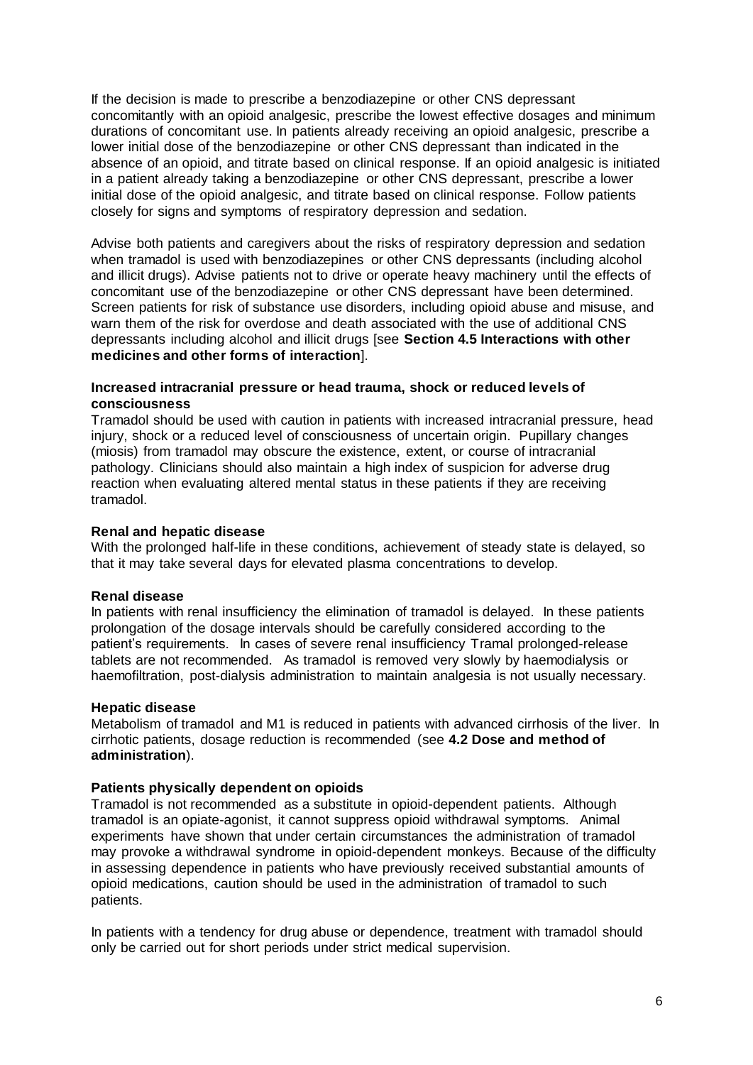If the decision is made to prescribe a benzodiazepine or other CNS depressant concomitantly with an opioid analgesic, prescribe the lowest effective dosages and minimum durations of concomitant use. In patients already receiving an opioid analgesic, prescribe a lower initial dose of the benzodiazepine or other CNS depressant than indicated in the absence of an opioid, and titrate based on clinical response. If an opioid analgesic is initiated in a patient already taking a benzodiazepine or other CNS depressant, prescribe a lower initial dose of the opioid analgesic, and titrate based on clinical response. Follow patients closely for signs and symptoms of respiratory depression and sedation.

Advise both patients and caregivers about the risks of respiratory depression and sedation when tramadol is used with benzodiazepines or other CNS depressants (including alcohol and illicit drugs). Advise patients not to drive or operate heavy machinery until the effects of concomitant use of the benzodiazepine or other CNS depressant have been determined. Screen patients for risk of substance use disorders, including opioid abuse and misuse, and warn them of the risk for overdose and death associated with the use of additional CNS depressants including alcohol and illicit drugs [see **Section 4.5 Interactions with other medicines and other forms of interaction**].

**Increased intracranial pressure or head trauma, shock or reduced levels of consciousness**

Tramadol should be used with caution in patients with increased intracranial pressure, head injury, shock or a reduced level of consciousness of uncertain origin. Pupillary changes (miosis) from tramadol may obscure the existence, extent, or course of intracranial pathology. Clinicians should also maintain a high index of suspicion for adverse drug reaction when evaluating altered mental status in these patients if they are receiving tramadol.

**Renal and hepatic disease**

With the prolonged half-life in these conditions, achievement of steady state is delayed, so that it may take several days for elevated plasma concentrations to develop.

**Renal disease**

In patients with renal insufficiency the elimination of tramadol is delayed. In these patients prolongation of the dosage intervals should be carefully considered according to the patient's requirements. In cases of severe renal insufficiency Tramal prolonged-release tablets are not recommended. As tramadol is removed very slowly by haemodialysis or haemofiltration, post-dialysis administration to maintain analgesia is not usually necessary.

**Hepatic disease**

Metabolism of tramadol and M1 is reduced in patients with advanced cirrhosis of the liver. In cirrhotic patients, dosage reduction is recommended (see **4.2 Dose and method of administration**).

**Patients physically dependent on opioids**

Tramadol is not recommended as a substitute in opioid-dependent patients. Although tramadol is an opiate-agonist, it cannot suppress opioid withdrawal symptoms. Animal experiments have shown that under certain circumstances the administration of tramadol may provoke a withdrawal syndrome in opioid-dependent monkeys. Because of the difficulty in assessing dependence in patients who have previously received substantial amounts of opioid medications, caution should be used in the administration of tramadol to such patients.

In patients with a tendency for drug abuse or dependence, treatment with tramadol should only be carried out for short periods under strict medical supervision.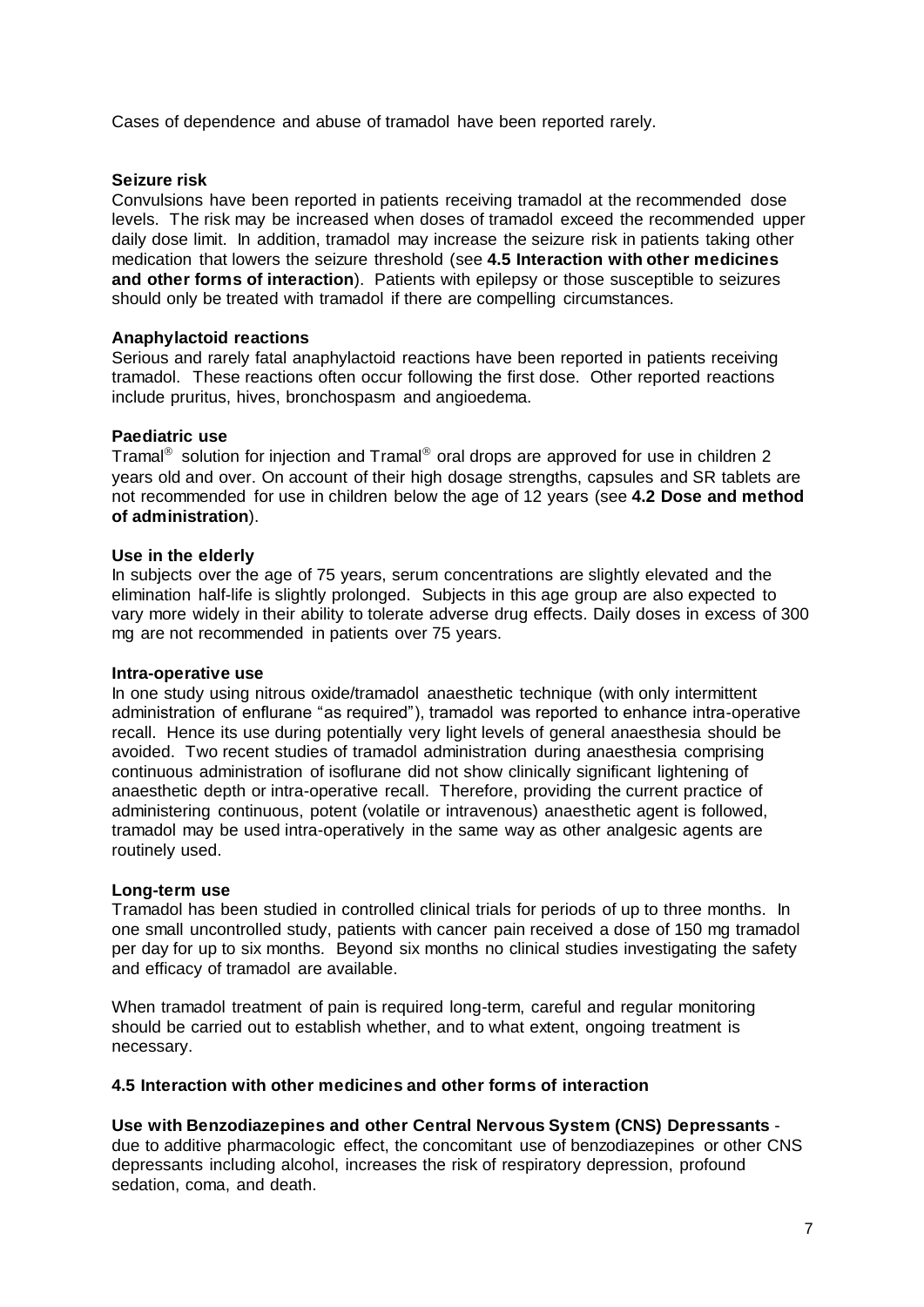Cases of dependence and abuse of tramadol have been reported rarely.

**Seizure risk**

Convulsions have been reported in patients receiving tramadol at the recommended dose levels. The risk may be increased when doses of tramadol exceed the recommended upper daily dose limit. In addition, tramadol may increase the seizure risk in patients taking other medication that lowers the seizure threshold (see **4.5 Interaction with other medicines and other forms of interaction**). Patients with epilepsy or those susceptible to seizures should only be treated with tramadol if there are compelling circumstances.

**Anaphylactoid reactions**

Serious and rarely fatal anaphylactoid reactions have been reported in patients receiving tramadol. These reactions often occur following the first dose. Other reported reactions include pruritus, hives, bronchospasm and angioedema.

**Paediatric use**

Tramal® solution for injection and Tramal® oral drops are approved for use in children 2 years old and over. On account of their high dosage strengths, capsules and SR tablets are not recommended for use in children below the age of 12 years (see **4.2 Dose and method of administration**).

**Use in the elderly**

In subjects over the age of 75 years, serum concentrations are slightly elevated and the elimination half-life is slightly prolonged. Subjects in this age group are also expected to vary more widely in their ability to tolerate adverse drug effects. Daily doses in excess of 300 mg are not recommended in patients over 75 years.

**Intra-operative use**

In one study using nitrous oxide/tramadol anaesthetic technique (with only intermittent administration of enflurane "as required"), tramadol was reported to enhance intra-operative recall. Hence its use during potentially very light levels of general anaesthesia should be avoided. Two recent studies of tramadol administration during anaesthesia comprising continuous administration of isoflurane did not show clinically significant lightening of anaesthetic depth or intra-operative recall. Therefore, providing the current practice of administering continuous, potent (volatile or intravenous) anaesthetic agent is followed, tramadol may be used intra-operatively in the same way as other analgesic agents are routinely used.

**Long-term use**

Tramadol has been studied in controlled clinical trials for periods of up to three months. In one small uncontrolled study, patients with cancer pain received a dose of 150 mg tramadol per day for up to six months. Beyond six months no clinical studies investigating the safety and efficacy of tramadol are available.

When tramadol treatment of pain is required long-term, careful and regular monitoring should be carried out to establish whether, and to what extent, ongoing treatment is necessary.

## 4.5 Interaction with other medicines and other forms of interaction

**Use with Benzodiazepines and other Central Nervous System (CNS) Depressants** - due to additive pharmacologic effect, the concomitant use of benzodiazepines or other CNS depressants including alcohol, increases the risk of respiratory depression, profound sedation, coma, and death.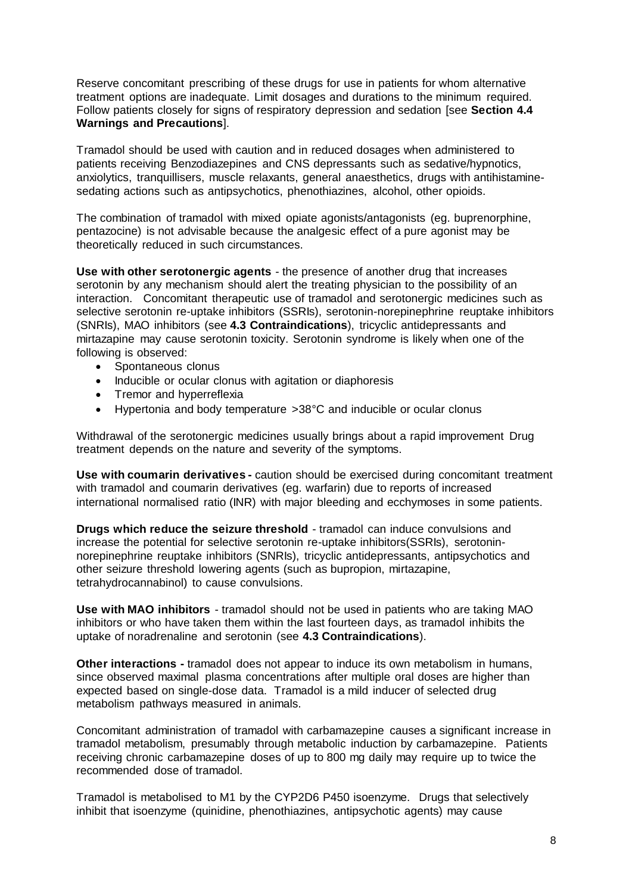Reserve concomitant prescribing of these drugs for use in patients for whom alternative treatment options are inadequate. Limit dosages and durations to the minimum required. Follow patients closely for signs of respiratory depression and sedation [see **Section 4.4 Warnings and Precautions**].

Tramadol should be used with caution and in reduced dosages when administered to patients receiving Benzodiazepines and CNS depressants such as sedative/hypnotics, anxiolytics, tranquillisers, muscle relaxants, general anaesthetics, drugs with antihistamine-sedating actions such as antipsychotics, phenothiazines, alcohol, other opioids.

The combination of tramadol with mixed opiate agonists/antagonists (eg. buprenorphine, pentazocine) is not advisable because the analgesic effect of a pure agonist may be theoretically reduced in such circumstances.

**Use with other serotonergic agents** - the presence of another drug that increases serotonin by any mechanism should alert the treating physician to the possibility of an interaction. Concomitant therapeutic use of tramadol and serotonergic medicines such as selective serotonin re-uptake inhibitors (SSRIs), serotonin-norepinephrine reuptake inhibitors (SNRIs), MAO inhibitors (see **4.3 Contraindications**), tricyclic antidepressants and mirtazapine may cause serotonin toxicity. Serotonin syndrome is likely when one of the following is observed:

- Spontaneous clonus
- Inducible or ocular clonus with agitation or diaphoresis
- Tremor and hyperreflexia
- Hypertonia and body temperature >38°C and inducible or ocular clonus

Withdrawal of the serotonergic medicines usually brings about a rapid improvement Drug treatment depends on the nature and severity of the symptoms.

**Use with coumarin derivatives -** caution should be exercised during concomitant treatment with tramadol and coumarin derivatives (eg. warfarin) due to reports of increased international normalised ratio (INR) with major bleeding and ecchymoses in some patients.

**Drugs which reduce the seizure threshold** - tramadol can induce convulsions and increase the potential for selective serotonin re-uptake inhibitors(SSRIs), serotonin-norepinephrine reuptake inhibitors (SNRIs), tricyclic antidepressants, antipsychotics and other seizure threshold lowering agents (such as bupropion, mirtazapine, tetrahydrocannabinol) to cause convulsions.

**Use with MAO inhibitors** - tramadol should not be used in patients who are taking MAO inhibitors or who have taken them within the last fourteen days, as tramadol inhibits the uptake of noradrenaline and serotonin (see **4.3 Contraindications**).

**Other interactions -** tramadol does not appear to induce its own metabolism in humans, since observed maximal plasma concentrations after multiple oral doses are higher than expected based on single-dose data. Tramadol is a mild inducer of selected drug metabolism pathways measured in animals.

Concomitant administration of tramadol with carbamazepine causes a significant increase in tramadol metabolism, presumably through metabolic induction by carbamazepine. Patients receiving chronic carbamazepine doses of up to 800 mg daily may require up to twice the recommended dose of tramadol.

Tramadol is metabolised to M1 by the CYP2D6 P450 isoenzyme. Drugs that selectively inhibit that isoenzyme (quinidine, phenothiazines, antipsychotic agents) may cause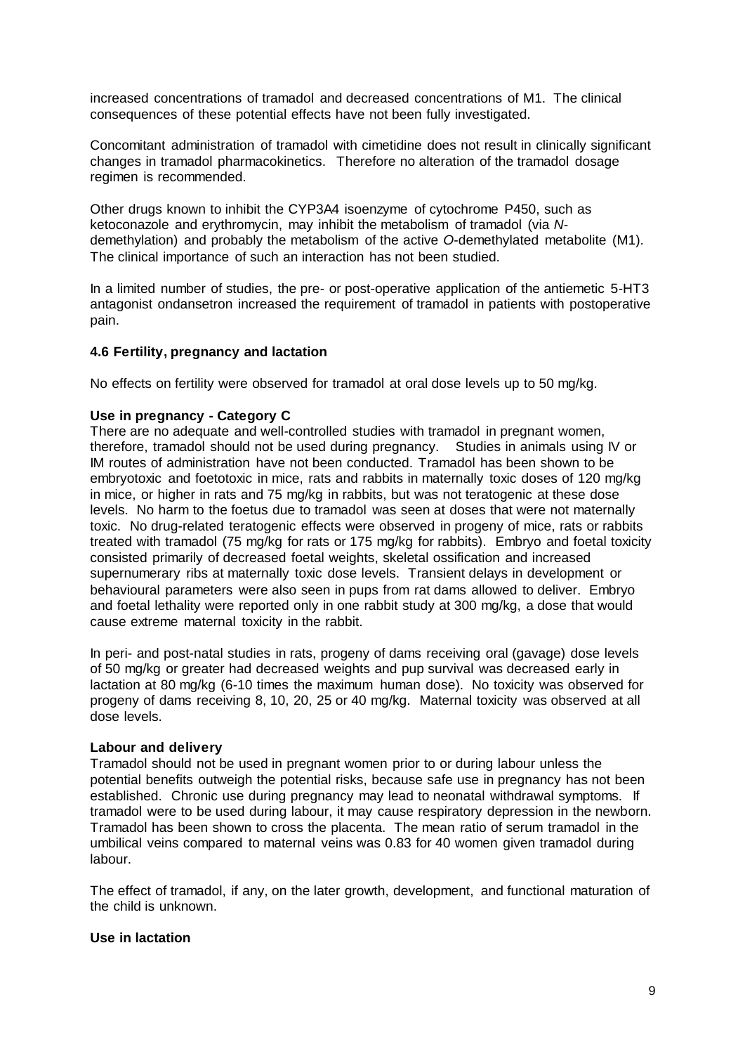increased concentrations of tramadol and decreased concentrations of M1. The clinical consequences of these potential effects have not been fully investigated.

Concomitant administration of tramadol with cimetidine does not result in clinically significant changes in tramadol pharmacokinetics. Therefore no alteration of the tramadol dosage regimen is recommended.

Other drugs known to inhibit the CYP3A4 isoenzyme of cytochrome P450, such as ketoconazole and erythromycin, may inhibit the metabolism of tramadol (via *N*-demethylation) and probably the metabolism of the active *O*-demethylated metabolite (M1). The clinical importance of such an interaction has not been studied.

In a limited number of studies, the pre- or post-operative application of the antiemetic 5-HT3 antagonist ondansetron increased the requirement of tramadol in patients with postoperative pain.

### 4.6 Fertility, pregnancy and lactation

No effects on fertility were observed for tramadol at oral dose levels up to 50 mg/kg.

**Use in pregnancy - Category C**

There are no adequate and well-controlled studies with tramadol in pregnant women, therefore, tramadol should not be used during pregnancy. Studies in animals using IV or IM routes of administration have not been conducted. Tramadol has been shown to be embryotoxic and foetotoxic in mice, rats and rabbits in maternally toxic doses of 120 mg/kg in mice, or higher in rats and 75 mg/kg in rabbits, but was not teratogenic at these dose levels. No harm to the foetus due to tramadol was seen at doses that were not maternally toxic. No drug-related teratogenic effects were observed in progeny of mice, rats or rabbits treated with tramadol (75 mg/kg for rats or 175 mg/kg for rabbits). Embryo and foetal toxicity consisted primarily of decreased foetal weights, skeletal ossification and increased supernumerary ribs at maternally toxic dose levels. Transient delays in development or behavioural parameters were also seen in pups from rat dams allowed to deliver. Embryo and foetal lethality were reported only in one rabbit study at 300 mg/kg, a dose that would cause extreme maternal toxicity in the rabbit.

In peri- and post-natal studies in rats, progeny of dams receiving oral (gavage) dose levels of 50 mg/kg or greater had decreased weights and pup survival was decreased early in lactation at 80 mg/kg (6-10 times the maximum human dose). No toxicity was observed for progeny of dams receiving 8, 10, 20, 25 or 40 mg/kg. Maternal toxicity was observed at all dose levels.

**Labour and delivery**

Tramadol should not be used in pregnant women prior to or during labour unless the potential benefits outweigh the potential risks, because safe use in pregnancy has not been established. Chronic use during pregnancy may lead to neonatal withdrawal symptoms. If tramadol were to be used during labour, it may cause respiratory depression in the newborn. Tramadol has been shown to cross the placenta. The mean ratio of serum tramadol in the umbilical veins compared to maternal veins was 0.83 for 40 women given tramadol during labour.

The effect of tramadol, if any, on the later growth, development, and functional maturation of the child is unknown.

**Use in lactation**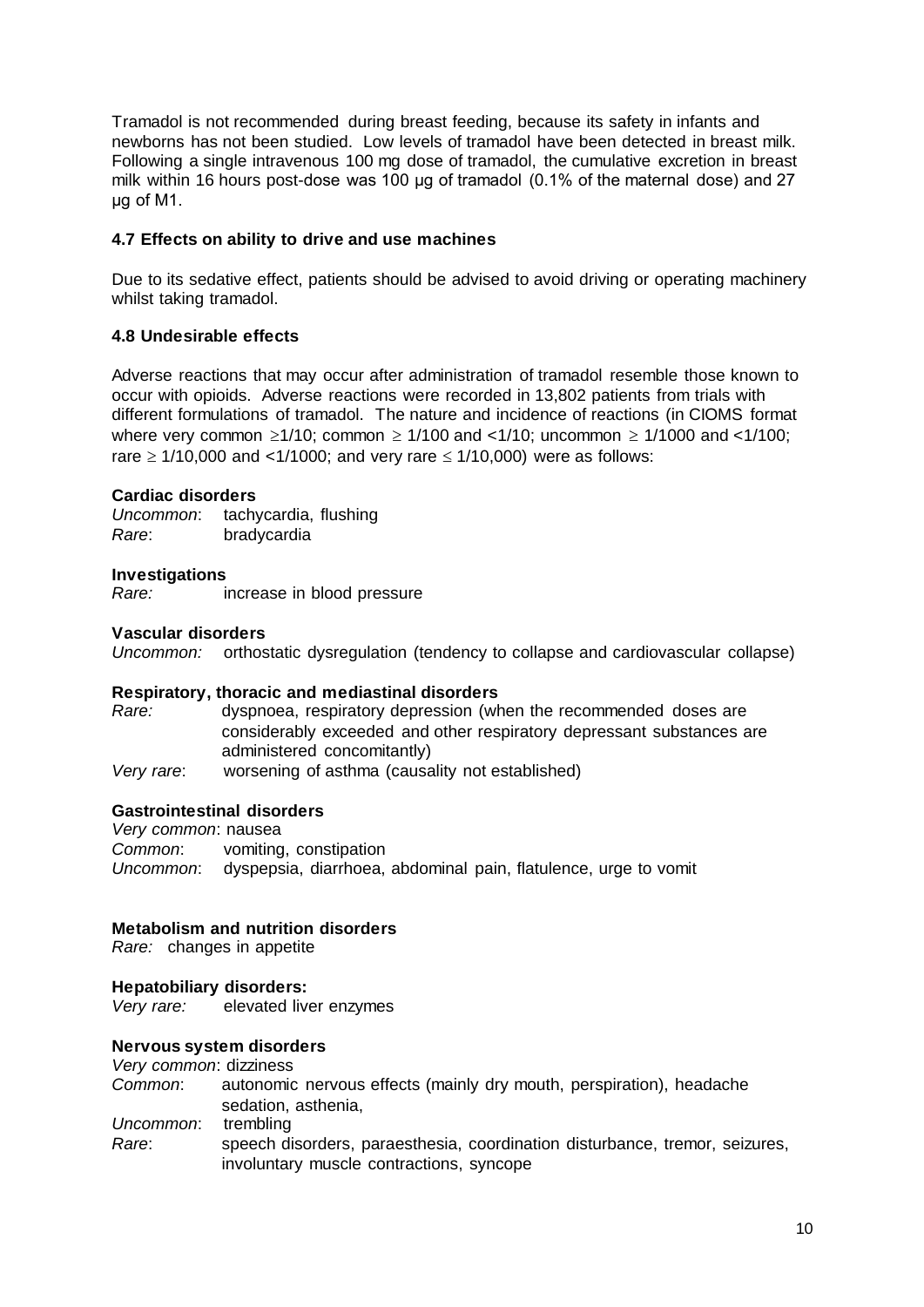Tramadol is not recommended during breast feeding, because its safety in infants and newborns has not been studied. Low levels of tramadol have been detected in breast milk. Following a single intravenous 100 mg dose of tramadol, the cumulative excretion in breast milk within 16 hours post-dose was 100 µg of tramadol (0.1% of the maternal dose) and 27 µg of M1.

### 4.7 Effects on ability to drive and use machines

Due to its sedative effect, patients should be advised to avoid driving or operating machinery whilst taking tramadol.

### 4.8 Undesirable effects

Adverse reactions that may occur after administration of tramadol resemble those known to occur with opioids. Adverse reactions were recorded in 13,802 patients from trials with different formulations of tramadol. The nature and incidence of reactions (in CIOMS format where very common $\geq$1/10; common $\geq$ 1/100 and <1/10; uncommon $\geq$ 1/1000 and <1/100; rare $\geq$ 1/10,000 and <1/1000; and very rare $\leq$ 1/10,000) were as follows:

**Cardiac disorders**

*Uncommon*: tachycardia, flushing
*Rare*: bradycardia

**Investigations**

*Rare:* increase in blood pressure

**Vascular disorders**

*Uncommon:* orthostatic dysregulation (tendency to collapse and cardiovascular collapse)

**Respiratory, thoracic and mediastinal disorders**

*Rare:* dyspnoea, respiratory depression (when the recommended doses are considerably exceeded and other respiratory depressant substances are administered concomitantly)
*Very rare*: worsening of asthma (causality not established)

**Gastrointestinal disorders**

*Very common*: nausea
*Common*: vomiting, constipation
*Uncommon*: dyspepsia, diarrhoea, abdominal pain, flatulence, urge to vomit

**Metabolism and nutrition disorders**

*Rare:* changes in appetite

**Hepatobiliary disorders:**

*Very rare:* elevated liver enzymes

**Nervous system disorders**

*Very common*: dizziness
*Common*: autonomic nervous effects (mainly dry mouth, perspiration), headache sedation, asthenia,
*Uncommon*: trembling
*Rare*: speech disorders, paraesthesia, coordination disturbance, tremor, seizures, involuntary muscle contractions, syncope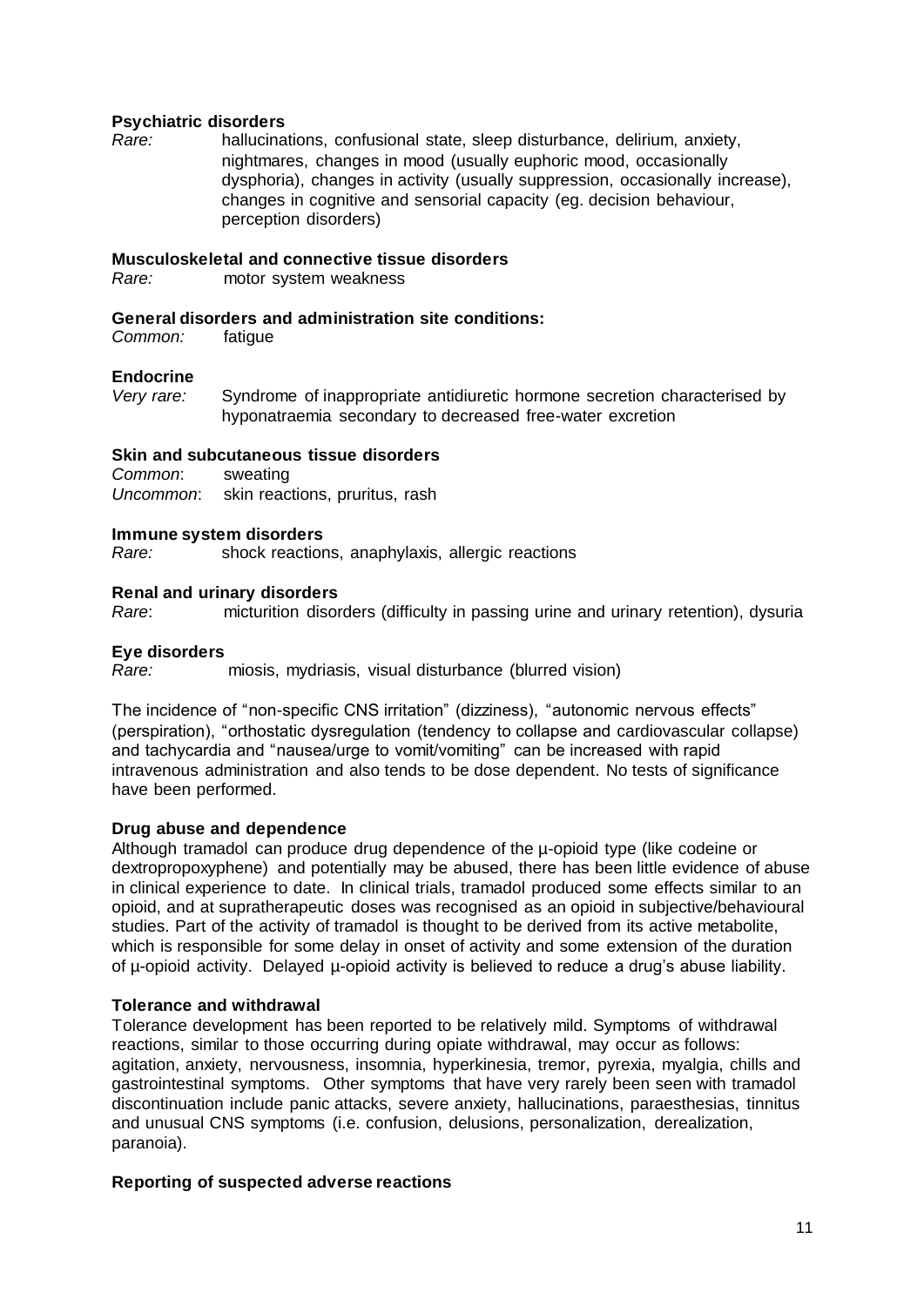**Psychiatric disorders**

*Rare:* hallucinations, confusional state, sleep disturbance, delirium, anxiety, nightmares, changes in mood (usually euphoric mood, occasionally dysphoria), changes in activity (usually suppression, occasionally increase), changes in cognitive and sensorial capacity (eg. decision behaviour, perception disorders)

**Musculoskeletal and connective tissue disorders**

*Rare:* motor system weakness

**General disorders and administration site conditions:**

*Common:* fatigue

**Endocrine**

*Very rare:* Syndrome of inappropriate antidiuretic hormone secretion characterised by hyponatraemia secondary to decreased free-water excretion

**Skin and subcutaneous tissue disorders**

*Common*: sweating
*Uncommon*: skin reactions, pruritus, rash

**Immune system disorders**

*Rare:* shock reactions, anaphylaxis, allergic reactions

**Renal and urinary disorders**

*Rare*: micturition disorders (difficulty in passing urine and urinary retention), dysuria

**Eye disorders**

*Rare:* miosis, mydriasis, visual disturbance (blurred vision)

The incidence of "non-specific CNS irritation" (dizziness), "autonomic nervous effects" (perspiration), "orthostatic dysregulation (tendency to collapse and cardiovascular collapse) and tachycardia and "nausea/urge to vomit/vomiting" can be increased with rapid intravenous administration and also tends to be dose dependent. No tests of significance have been performed.

**Drug abuse and dependence**

Although tramadol can produce drug dependence of the µ-opioid type (like codeine or dextropropoxyphene) and potentially may be abused, there has been little evidence of abuse in clinical experience to date. In clinical trials, tramadol produced some effects similar to an opioid, and at supratherapeutic doses was recognised as an opioid in subjective/behavioural studies. Part of the activity of tramadol is thought to be derived from its active metabolite, which is responsible for some delay in onset of activity and some extension of the duration of µ-opioid activity. Delayed µ-opioid activity is believed to reduce a drug's abuse liability.

**Tolerance and withdrawal**

Tolerance development has been reported to be relatively mild. Symptoms of withdrawal reactions, similar to those occurring during opiate withdrawal, may occur as follows: agitation, anxiety, nervousness, insomnia, hyperkinesia, tremor, pyrexia, myalgia, chills and gastrointestinal symptoms. Other symptoms that have very rarely been seen with tramadol discontinuation include panic attacks, severe anxiety, hallucinations, paraesthesias, tinnitus and unusual CNS symptoms (i.e. confusion, delusions, personalization, derealization, paranoia).

**Reporting of suspected adverse reactions**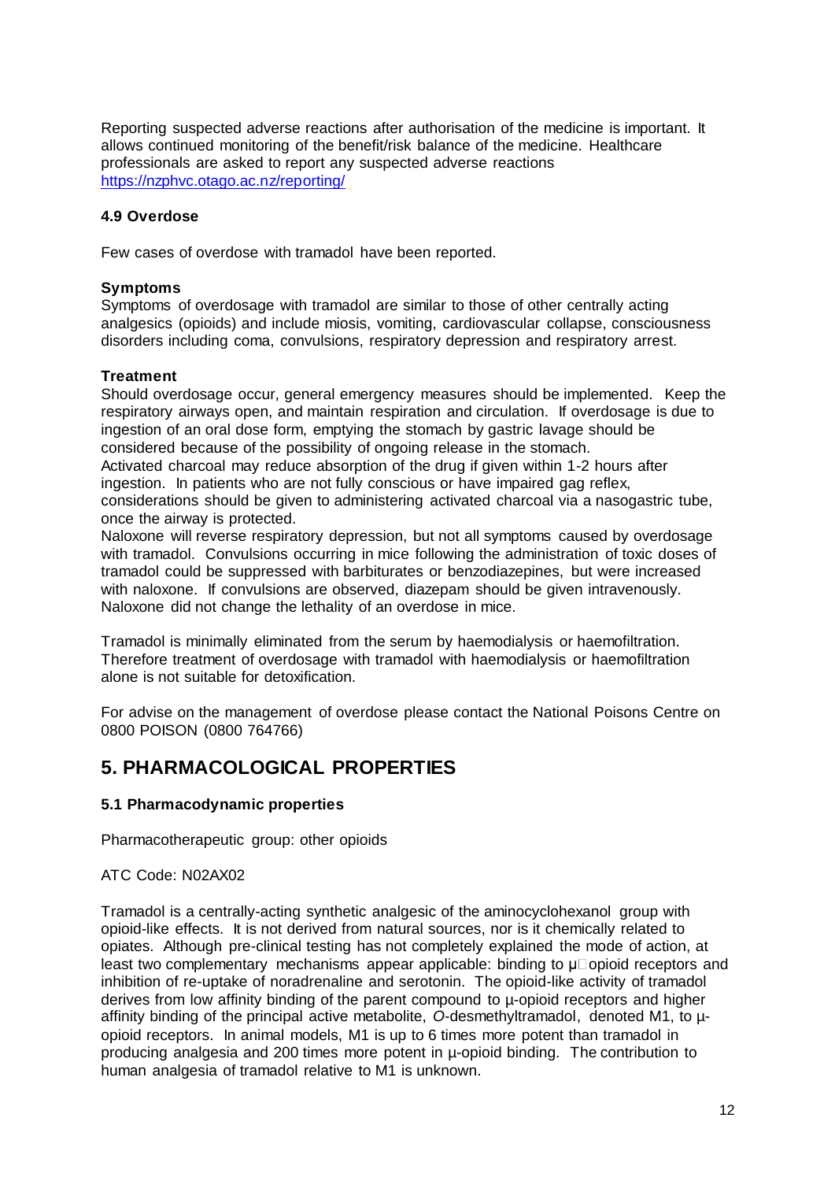Reporting suspected adverse reactions after authorisation of the medicine is important. It allows continued monitoring of the benefit/risk balance of the medicine. Healthcare professionals are asked to report any suspected adverse reactions [https://nzphvc.otago.ac.nz/reporting/](https://nzphvc.otago.ac.nz/reporting/)

### 4.9 Overdose

Few cases of overdose with tramadol have been reported.

**Symptoms**

Symptoms of overdosage with tramadol are similar to those of other centrally acting analgesics (opioids) and include miosis, vomiting, cardiovascular collapse, consciousness disorders including coma, convulsions, respiratory depression and respiratory arrest.

**Treatment**

Should overdosage occur, general emergency measures should be implemented. Keep the respiratory airways open, and maintain respiration and circulation. If overdosage is due to ingestion of an oral dose form, emptying the stomach by gastric lavage should be considered because of the possibility of ongoing release in the stomach.
Activated charcoal may reduce absorption of the drug if given within 1-2 hours after ingestion. In patients who are not fully conscious or have impaired gag reflex, considerations should be given to administering activated charcoal via a nasogastric tube, once the airway is protected.
Naloxone will reverse respiratory depression, but not all symptoms caused by overdosage with tramadol. Convulsions occurring in mice following the administration of toxic doses of tramadol could be suppressed with barbiturates or benzodiazepines, but were increased with naloxone. If convulsions are observed, diazepam should be given intravenously.
Naloxone did not change the lethality of an overdose in mice.

Tramadol is minimally eliminated from the serum by haemodialysis or haemofiltration. Therefore treatment of overdosage with tramadol with haemodialysis or haemofiltration alone is not suitable for detoxification.

For advise on the management of overdose please contact the National Poisons Centre on 0800 POISON (0800 764766)

## 5. PHARMACOLOGICAL PROPERTIES

### 5.1 Pharmacodynamic properties

Pharmacotherapeutic group: other opioids

ATC Code: N02AX02

Tramadol is a centrally-acting synthetic analgesic of the aminocyclohexanol group with opioid-like effects. It is not derived from natural sources, nor is it chemically related to opiates. Although pre-clinical testing has not completely explained the mode of action, at least two complementary mechanisms appear applicable: binding to μ-opioid receptors and inhibition of re-uptake of noradrenaline and serotonin. The opioid-like activity of tramadol derives from low affinity binding of the parent compound to μ-opioid receptors and higher affinity binding of the principal active metabolite, *O*-desmethyltramadol, denoted M1, to μ-opioid receptors. In animal models, M1 is up to 6 times more potent than tramadol in producing analgesia and 200 times more potent in μ-opioid binding. The contribution to human analgesia of tramadol relative to M1 is unknown.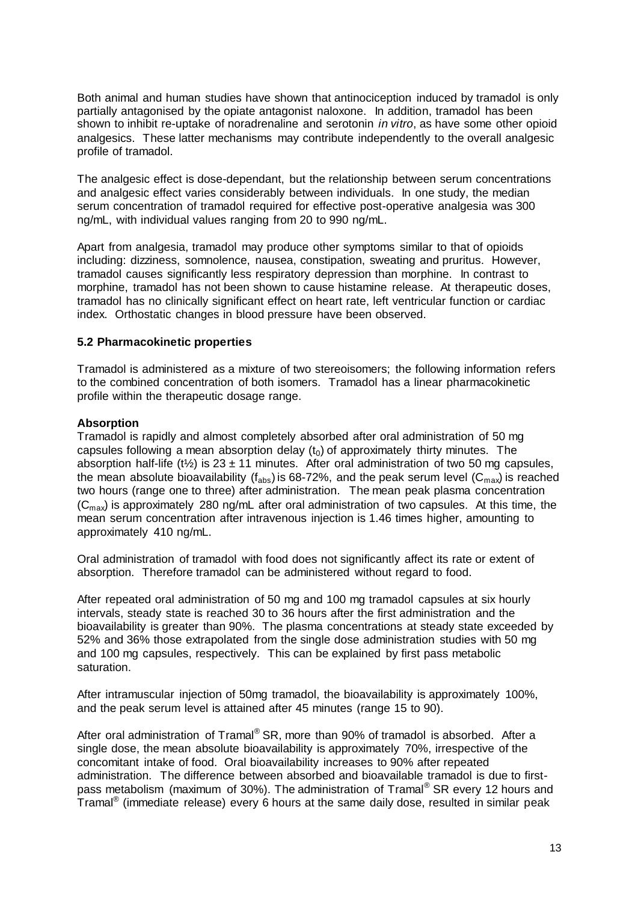Both animal and human studies have shown that antinociception induced by tramadol is only partially antagonised by the opiate antagonist naloxone. In addition, tramadol has been shown to inhibit re-uptake of noradrenaline and serotonin *in vitro*, as have some other opioid analgesics. These latter mechanisms may contribute independently to the overall analgesic profile of tramadol.

The analgesic effect is dose-dependant, but the relationship between serum concentrations and analgesic effect varies considerably between individuals. In one study, the median serum concentration of tramadol required for effective post-operative analgesia was 300 ng/mL, with individual values ranging from 20 to 990 ng/mL.

Apart from analgesia, tramadol may produce other symptoms similar to that of opioids including: dizziness, somnolence, nausea, constipation, sweating and pruritus. However, tramadol causes significantly less respiratory depression than morphine. In contrast to morphine, tramadol has not been shown to cause histamine release. At therapeutic doses, tramadol has no clinically significant effect on heart rate, left ventricular function or cardiac index. Orthostatic changes in blood pressure have been observed.

### 5.2 Pharmacokinetic properties

Tramadol is administered as a mixture of two stereoisomers; the following information refers to the combined concentration of both isomers. Tramadol has a linear pharmacokinetic profile within the therapeutic dosage range.

**Absorption**

Tramadol is rapidly and almost completely absorbed after oral administration of 50 mg capsules following a mean absorption delay ($t_0$) of approximately thirty minutes. The absorption half-life (t½) is 23 ± 11 minutes. After oral administration of two 50 mg capsules, the mean absolute bioavailability ($f_{abs}$) is 68-72%, and the peak serum level ($C_{max}$) is reached two hours (range one to three) after administration. The mean peak plasma concentration ($C_{max}$) is approximately 280 ng/mL after oral administration of two capsules. At this time, the mean serum concentration after intravenous injection is 1.46 times higher, amounting to approximately 410 ng/mL.

Oral administration of tramadol with food does not significantly affect its rate or extent of absorption. Therefore tramadol can be administered without regard to food.

After repeated oral administration of 50 mg and 100 mg tramadol capsules at six hourly intervals, steady state is reached 30 to 36 hours after the first administration and the bioavailability is greater than 90%. The plasma concentrations at steady state exceeded by 52% and 36% those extrapolated from the single dose administration studies with 50 mg and 100 mg capsules, respectively. This can be explained by first pass metabolic saturation.

After intramuscular injection of 50mg tramadol, the bioavailability is approximately 100%, and the peak serum level is attained after 45 minutes (range 15 to 90).

After oral administration of Tramal® SR, more than 90% of tramadol is absorbed. After a single dose, the mean absolute bioavailability is approximately 70%, irrespective of the concomitant intake of food. Oral bioavailability increases to 90% after repeated administration. The difference between absorbed and bioavailable tramadol is due to first-pass metabolism (maximum of 30%). The administration of Tramal® SR every 12 hours and Tramal® (immediate release) every 6 hours at the same daily dose, resulted in similar peak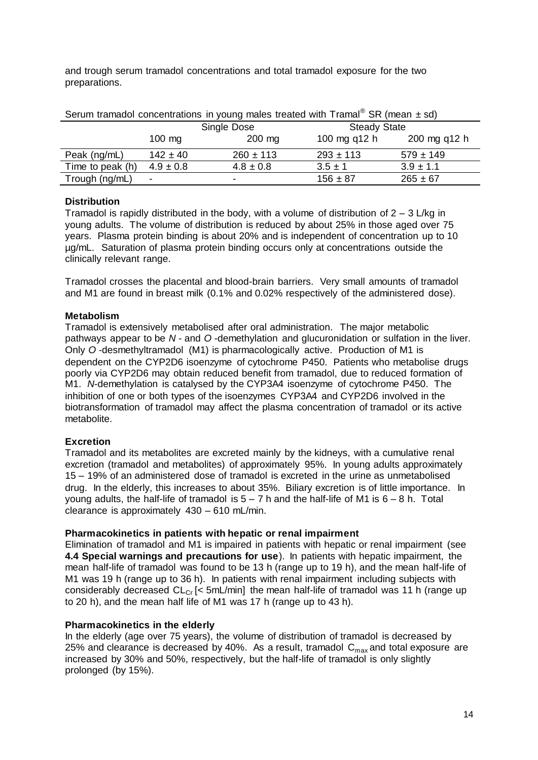and trough serum tramadol concentrations and total tramadol exposure for the two preparations.

Serum tramadol concentrations in young males treated with Tramal® SR (mean ± sd)

| | Single Dose | | Steady State | |
|---|---|---|---|---|
| | 100 mg | 200 mg | 100 mg q12 h | 200 mg q12 h |
| Peak (ng/mL) | 142 ± 40 | 260 ± 113 | 293 ± 113 | 579 ± 149 |
| Time to peak (h) | 4.9 ± 0.8 | 4.8 ± 0.8 | 3.5 ± 1 | 3.9 ± 1.1 |
| Trough (ng/mL) | - | - | 156 ± 87 | 265 ± 67 |

**Distribution**

Tramadol is rapidly distributed in the body, with a volume of distribution of 2 – 3 L/kg in young adults. The volume of distribution is reduced by about 25% in those aged over 75 years. Plasma protein binding is about 20% and is independent of concentration up to 10 µg/mL. Saturation of plasma protein binding occurs only at concentrations outside the clinically relevant range.

Tramadol crosses the placental and blood-brain barriers. Very small amounts of tramadol and M1 are found in breast milk (0.1% and 0.02% respectively of the administered dose).

**Metabolism**

Tramadol is extensively metabolised after oral administration. The major metabolic pathways appear to be *N* - and *O* -demethylation and glucuronidation or sulfation in the liver. Only *O* -desmethyltramadol (M1) is pharmacologically active. Production of M1 is dependent on the CYP2D6 isoenzyme of cytochrome P450. Patients who metabolise drugs poorly via CYP2D6 may obtain reduced benefit from tramadol, due to reduced formation of M1. *N*-demethylation is catalysed by the CYP3A4 isoenzyme of cytochrome P450. The inhibition of one or both types of the isoenzymes CYP3A4 and CYP2D6 involved in the biotransformation of tramadol may affect the plasma concentration of tramadol or its active metabolite.

**Excretion**

Tramadol and its metabolites are excreted mainly by the kidneys, with a cumulative renal excretion (tramadol and metabolites) of approximately 95%. In young adults approximately 15 – 19% of an administered dose of tramadol is excreted in the urine as unmetabolised drug. In the elderly, this increases to about 35%. Biliary excretion is of little importance. In young adults, the half-life of tramadol is 5 – 7 h and the half-life of M1 is 6 – 8 h. Total clearance is approximately 430 – 610 mL/min.

**Pharmacokinetics in patients with hepatic or renal impairment**

Elimination of tramadol and M1 is impaired in patients with hepatic or renal impairment (see **4.4 Special warnings and precautions for use**). In patients with hepatic impairment, the mean half-life of tramadol was found to be 13 h (range up to 19 h), and the mean half-life of M1 was 19 h (range up to 36 h). In patients with renal impairment including subjects with considerably decreased $CL_{Cr}$ [< 5mL/min] the mean half-life of tramadol was 11 h (range up to 20 h), and the mean half life of M1 was 17 h (range up to 43 h).

**Pharmacokinetics in the elderly**

In the elderly (age over 75 years), the volume of distribution of tramadol is decreased by 25% and clearance is decreased by 40%. As a result, tramadol $C_{max}$ and total exposure are increased by 30% and 50%, respectively, but the half-life of tramadol is only slightly prolonged (by 15%).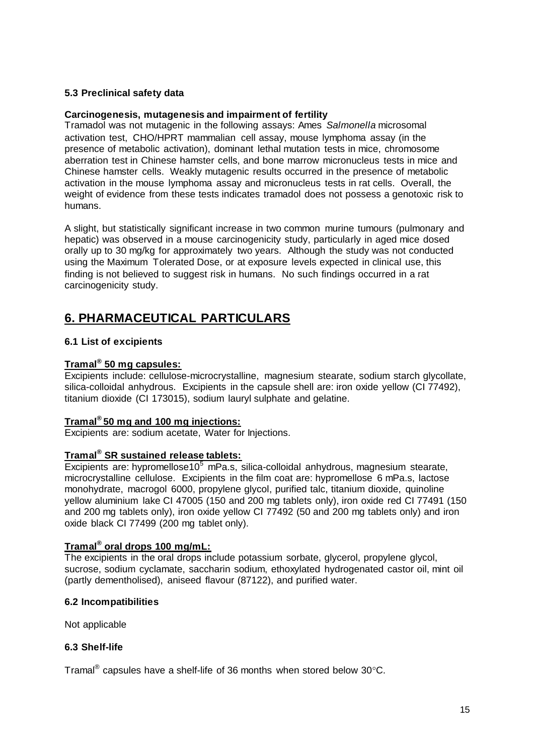### 5.3 Preclinical safety data

**Carcinogenesis, mutagenesis and impairment of fertility**

Tramadol was not mutagenic in the following assays: Ames *Salmonella* microsomal activation test, CHO/HPRT mammalian cell assay, mouse lymphoma assay (in the presence of metabolic activation), dominant lethal mutation tests in mice, chromosome aberration test in Chinese hamster cells, and bone marrow micronucleus tests in mice and Chinese hamster cells. Weakly mutagenic results occurred in the presence of metabolic activation in the mouse lymphoma assay and micronucleus tests in rat cells. Overall, the weight of evidence from these tests indicates tramadol does not possess a genotoxic risk to humans.

A slight, but statistically significant increase in two common murine tumours (pulmonary and hepatic) was observed in a mouse carcinogenicity study, particularly in aged mice dosed orally up to 30 mg/kg for approximately two years. Although the study was not conducted using the Maximum Tolerated Dose, or at exposure levels expected in clinical use, this finding is not believed to suggest risk in humans. No such findings occurred in a rat carcinogenicity study.

# 6. PHARMACEUTICAL PARTICULARS

### 6.1 List of excipients

**Tramal® 50 mg capsules:**

Excipients include: cellulose-microcrystalline, magnesium stearate, sodium starch glycollate, silica-colloidal anhydrous. Excipients in the capsule shell are: iron oxide yellow (CI 77492), titanium dioxide (CI 173015), sodium lauryl sulphate and gelatine.

**Tramal® 50 mg and 100 mg injections:**

Excipients are: sodium acetate, Water for Injections.

**Tramal® SR sustained release tablets:**

Excipients are: hypromellose$10^5$ mPa.s, silica-colloidal anhydrous, magnesium stearate, microcrystalline cellulose. Excipients in the film coat are: hypromellose 6 mPa.s, lactose monohydrate, macrogol 6000, propylene glycol, purified talc, titanium dioxide, quinoline yellow aluminium lake CI 47005 (150 and 200 mg tablets only), iron oxide red CI 77491 (150 and 200 mg tablets only), iron oxide yellow CI 77492 (50 and 200 mg tablets only) and iron oxide black CI 77499 (200 mg tablet only).

**Tramal® oral drops 100 mg/mL:**

The excipients in the oral drops include potassium sorbate, glycerol, propylene glycol, sucrose, sodium cyclamate, saccharin sodium, ethoxylated hydrogenated castor oil, mint oil (partly dementholised), aniseed flavour (87122), and purified water.

### 6.2 Incompatibilities

Not applicable

### 6.3 Shelf-life

Tramal® capsules have a shelf-life of 36 months when stored below 30°C.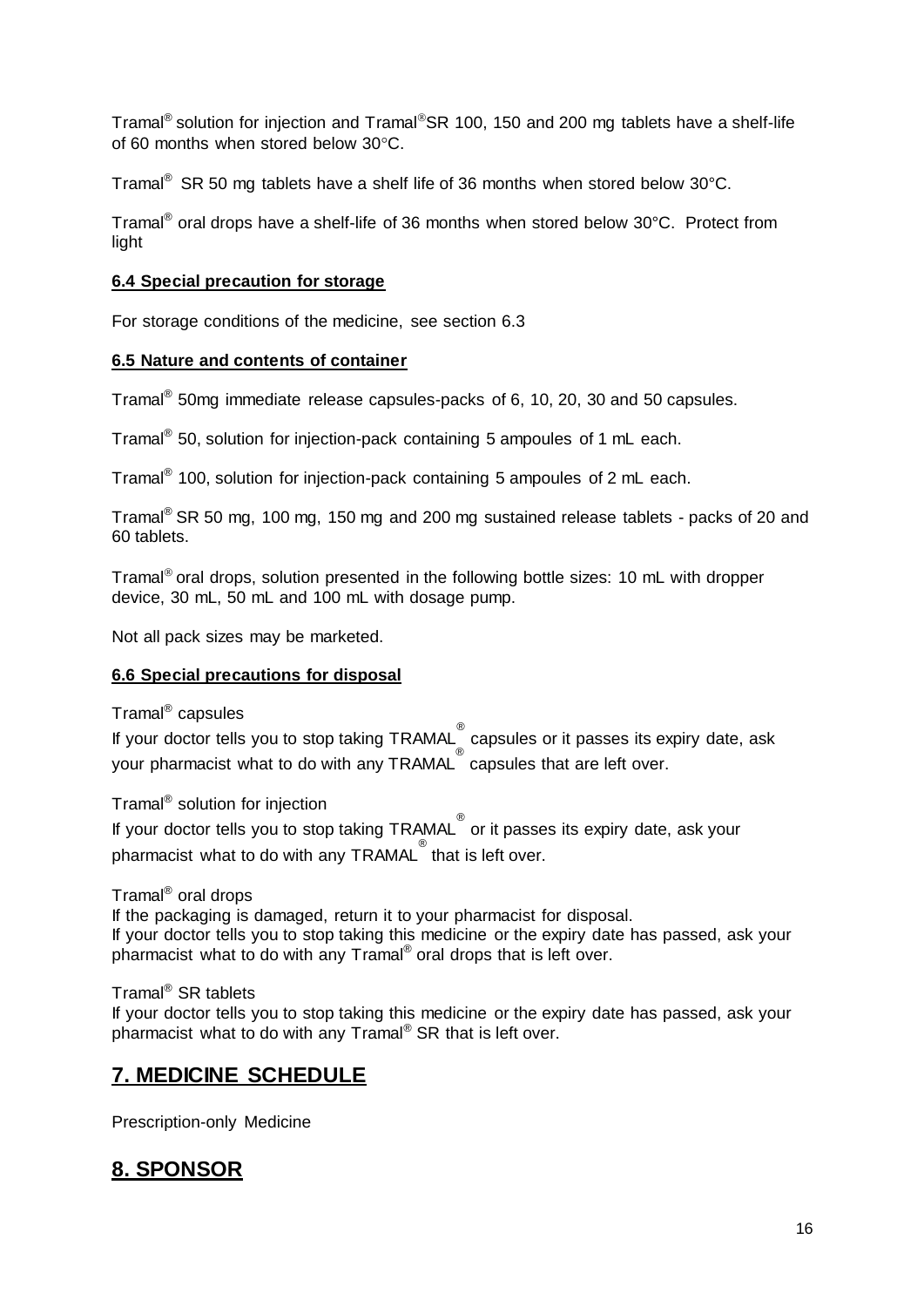Tramal® solution for injection and Tramal® SR 100, 150 and 200 mg tablets have a shelf-life of 60 months when stored below 30°C.

Tramal® SR 50 mg tablets have a shelf life of 36 months when stored below 30°C.

Tramal® oral drops have a shelf-life of 36 months when stored below 30°C. Protect from light

**6.4 Special precaution for storage**

For storage conditions of the medicine, see section 6.3

**6.5 Nature and contents of container**

Tramal® 50mg immediate release capsules-packs of 6, 10, 20, 30 and 50 capsules.

Tramal® 50, solution for injection-pack containing 5 ampoules of 1 mL each.

Tramal® 100, solution for injection-pack containing 5 ampoules of 2 mL each.

Tramal® SR 50 mg, 100 mg, 150 mg and 200 mg sustained release tablets - packs of 20 and 60 tablets.

Tramal® oral drops, solution presented in the following bottle sizes: 10 mL with dropper device, 30 mL, 50 mL and 100 mL with dosage pump.

Not all pack sizes may be marketed.

**6.6 Special precautions for disposal**

Tramal® capsules

If your doctor tells you to stop taking TRAMAL® capsules or it passes its expiry date, ask your pharmacist what to do with any TRAMAL® capsules that are left over.

Tramal® solution for injection

If your doctor tells you to stop taking TRAMAL® or it passes its expiry date, ask your pharmacist what to do with any TRAMAL® that is left over.

Tramal® oral drops

If the packaging is damaged, return it to your pharmacist for disposal.
If your doctor tells you to stop taking this medicine or the expiry date has passed, ask your pharmacist what to do with any Tramal® oral drops that is left over.

Tramal® SR tablets

If your doctor tells you to stop taking this medicine or the expiry date has passed, ask your pharmacist what to do with any Tramal® SR that is left over.

## 7. MEDICINE SCHEDULE

Prescription-only Medicine

## 8. SPONSOR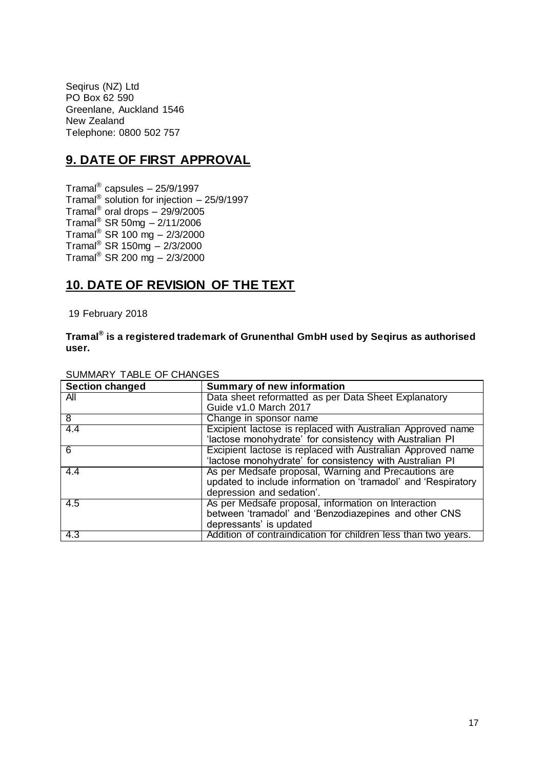Seqirus (NZ) Ltd
PO Box 62 590
Greenlane, Auckland 1546
New Zealand
Telephone: 0800 502 757

## 9. DATE OF FIRST APPROVAL

Tramal® capsules – 25/9/1997
Tramal® solution for injection – 25/9/1997
Tramal® oral drops – 29/9/2005
Tramal® SR 50mg – 2/11/2006
Tramal® SR 100 mg – 2/3/2000
Tramal® SR 150mg – 2/3/2000
Tramal® SR 200 mg – 2/3/2000

## 10. DATE OF REVISION OF THE TEXT

19 February 2018

**Tramal® is a registered trademark of Grunenthal GmbH used by Seqirus as authorised user.**

SUMMARY TABLE OF CHANGES

| Section changed | Summary of new information |
|---|---|
| All | Data sheet reformatted as per Data Sheet Explanatory Guide v1.0 March 2017 |
| 8 | Change in sponsor name |
| 4.4 | Excipient lactose is replaced with Australian Approved name 'lactose monohydrate' for consistency with Australian PI |
| 6 | Excipient lactose is replaced with Australian Approved name 'lactose monohydrate' for consistency with Australian PI |
| 4.4 | As per Medsafe proposal, Warning and Precautions are updated to include information on 'tramadol' and 'Respiratory depression and sedation'. |
| 4.5 | As per Medsafe proposal, information on Interaction between 'tramadol' and 'Benzodiazepines and other CNS depressants' is updated |
| 4.3 | Addition of contraindication for children less than two years. |